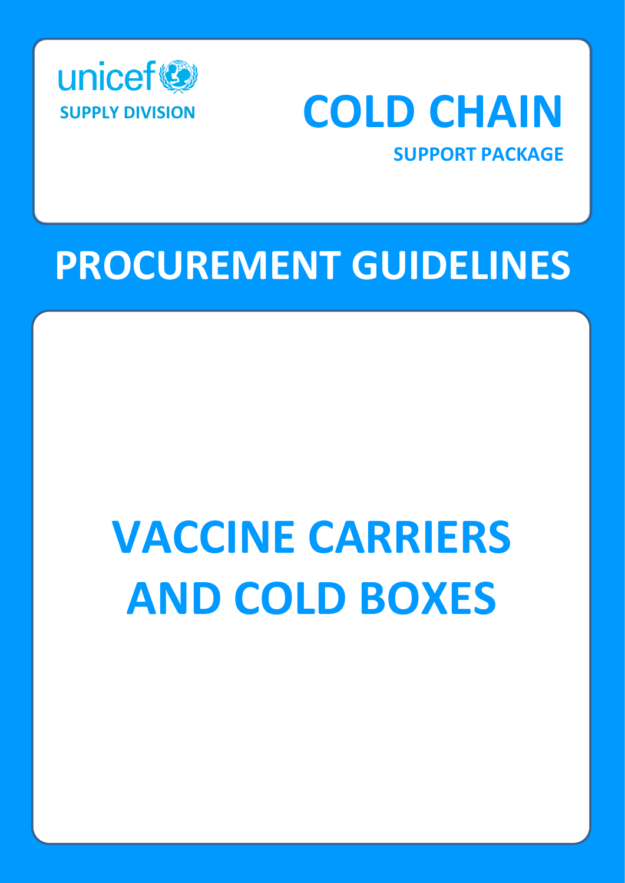unicef

**SUPPLY DIVISION**

# COLD CHAIN

**SUPPORT PACKAGE**

# PROCUREMENT GUIDELINES

# VACCINE CARRIERS AND COLD BOXES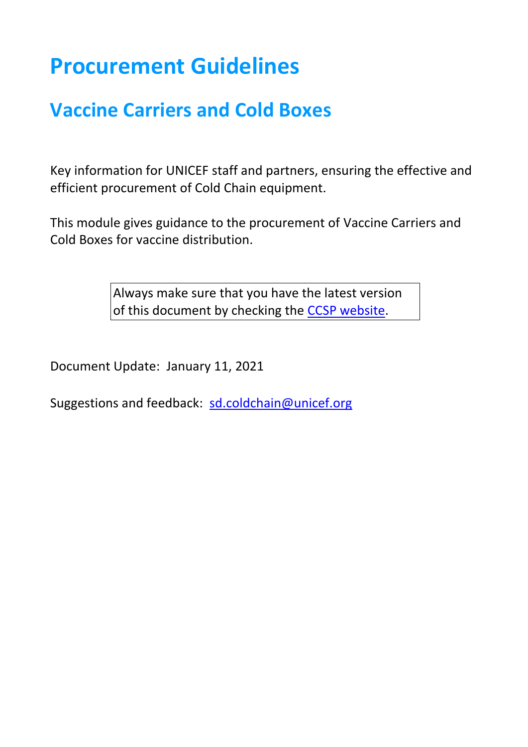# Procurement Guidelines

## Vaccine Carriers and Cold Boxes

Key information for UNICEF staff and partners, ensuring the effective and efficient procurement of Cold Chain equipment.

This module gives guidance to the procurement of Vaccine Carriers and Cold Boxes for vaccine distribution.

> Always make sure that you have the latest version of this document by checking the [CCSP website](CCSP website).

Document Update: January 11, 2021

Suggestions and feedback: [sd.coldchain@unicef.org](mailto:sd.coldchain@unicef.org)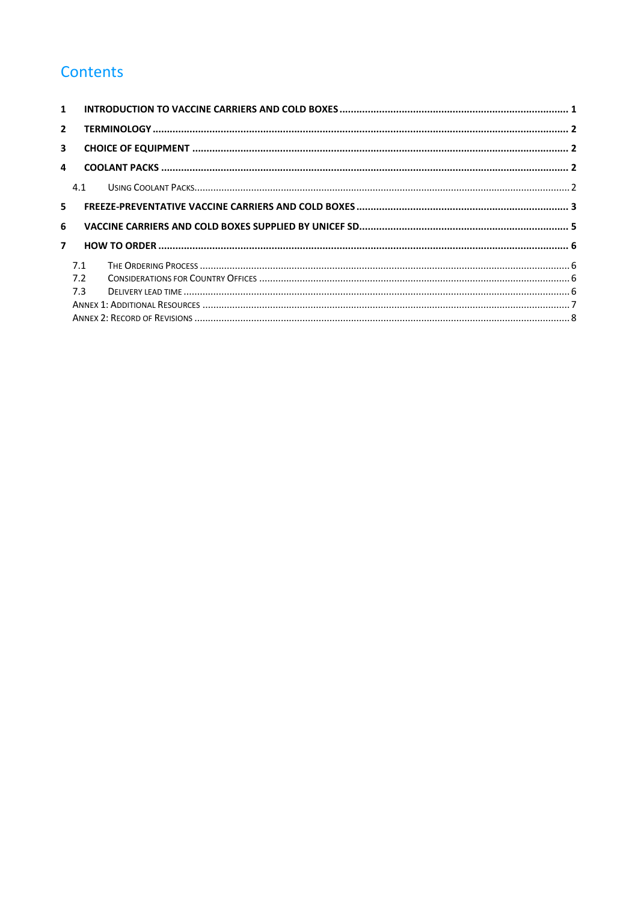# Contents

1 INTRODUCTION TO VACCINE CARRIERS AND COLD BOXES ..... 1

2 TERMINOLOGY ..... 2

3 CHOICE OF EQUIPMENT ..... 2

4 COOLANT PACKS ..... 2

4.1 USING COOLANT PACKS ..... 2

5 FREEZE-PREVENTATIVE VACCINE CARRIERS AND COLD BOXES ..... 3

6 VACCINE CARRIERS AND COLD BOXES SUPPLIED BY UNICEF SD ..... 5

7 HOW TO ORDER ..... 6

7.1 THE ORDERING PROCESS ..... 6

7.2 CONSIDERATIONS FOR COUNTRY OFFICES ..... 6

7.3 DELIVERY LEAD TIME ..... 6

ANNEX 1: ADDITIONAL RESOURCES ..... 7

ANNEX 2: RECORD OF REVISIONS ..... 8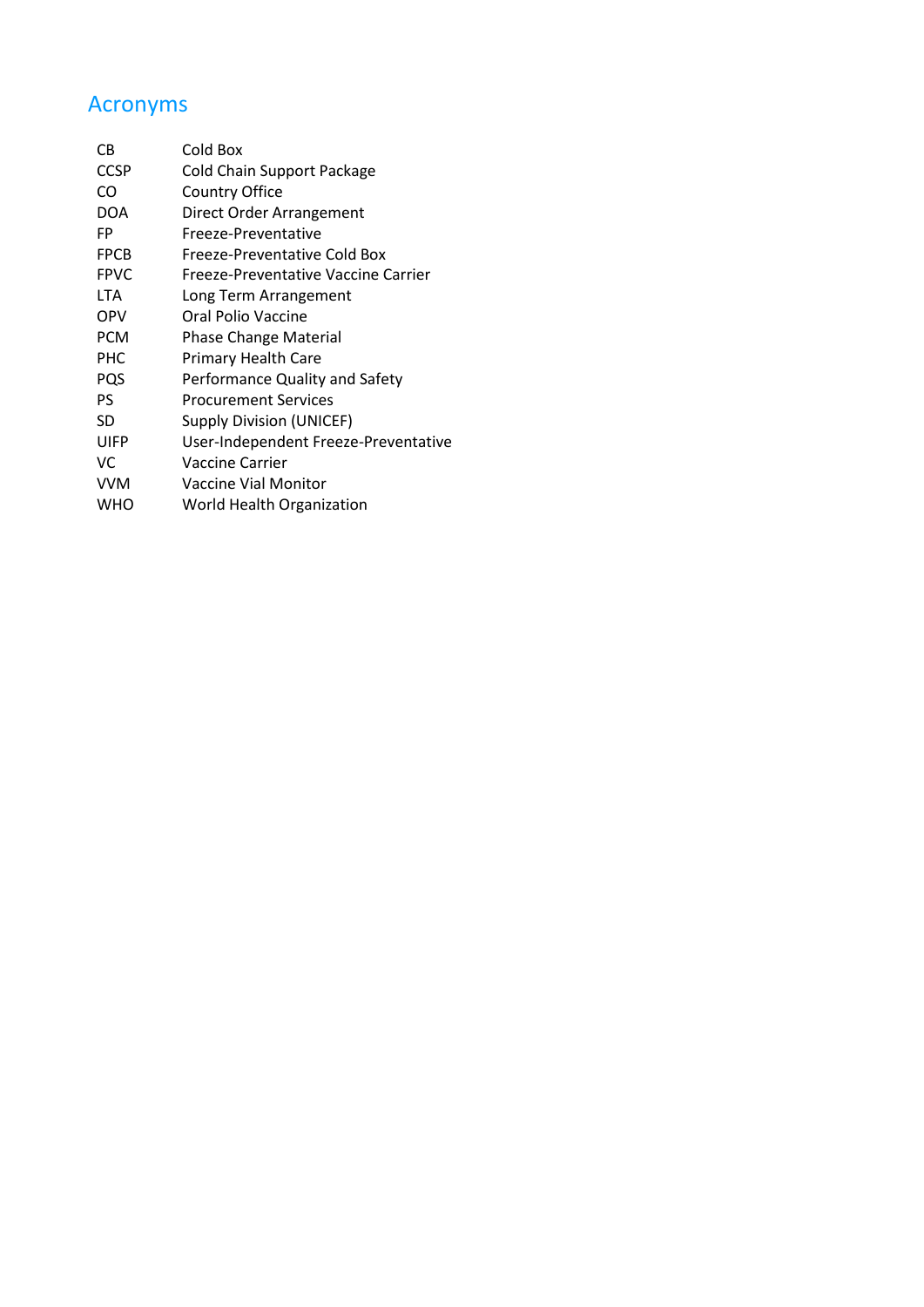## Acronyms

| | |
|---|---|
| CB | Cold Box |
| CCSP | Cold Chain Support Package |
| CO | Country Office |
| DOA | Direct Order Arrangement |
| FP | Freeze-Preventative |
| FPCB | Freeze-Preventative Cold Box |
| FPVC | Freeze-Preventative Vaccine Carrier |
| LTA | Long Term Arrangement |
| OPV | Oral Polio Vaccine |
| PCM | Phase Change Material |
| PHC | Primary Health Care |
| PQS | Performance Quality and Safety |
| PS | Procurement Services |
| SD | Supply Division (UNICEF) |
| UIFP | User-Independent Freeze-Preventative |
| VC | Vaccine Carrier |
| VVM | Vaccine Vial Monitor |
| WHO | World Health Organization |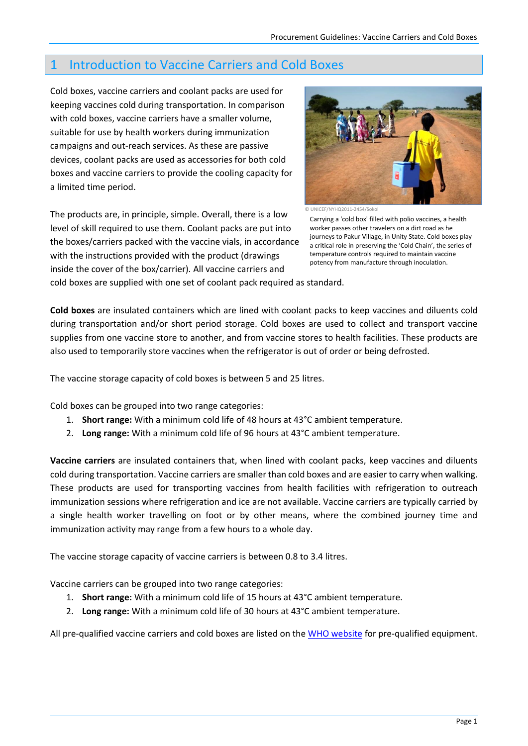# 1 Introduction to Vaccine Carriers and Cold Boxes

Cold boxes, vaccine carriers and coolant packs are used for keeping vaccines cold during transportation. In comparison with cold boxes, vaccine carriers have a smaller volume, suitable for use by health workers during immunization campaigns and out-reach services. As these are passive devices, coolant packs are used as accessories for both cold boxes and vaccine carriers to provide the cooling capacity for a limited time period.

© UNICEF/NYHQ2011-2454/Sokol

Carrying a 'cold box' filled with polio vaccines, a health worker passes other travelers on a dirt road as he journeys to Pakur Village, in Unity State. Cold boxes play a critical role in preserving the 'Cold Chain', the series of temperature controls required to maintain vaccine potency from manufacture through inoculation.

The products are, in principle, simple. Overall, there is a low level of skill required to use them. Coolant packs are put into the boxes/carriers packed with the vaccine vials, in accordance with the instructions provided with the product (drawings inside the cover of the box/carrier). All vaccine carriers and cold boxes are supplied with one set of coolant pack required as standard.

**Cold boxes** are insulated containers which are lined with coolant packs to keep vaccines and diluents cold during transportation and/or short period storage. Cold boxes are used to collect and transport vaccine supplies from one vaccine store to another, and from vaccine stores to health facilities. These products are also used to temporarily store vaccines when the refrigerator is out of order or being defrosted.

The vaccine storage capacity of cold boxes is between 5 and 25 litres.

Cold boxes can be grouped into two range categories:

1. **Short range:** With a minimum cold life of 48 hours at 43°C ambient temperature.
2. **Long range:** With a minimum cold life of 96 hours at 43°C ambient temperature.

**Vaccine carriers** are insulated containers that, when lined with coolant packs, keep vaccines and diluents cold during transportation. Vaccine carriers are smaller than cold boxes and are easier to carry when walking. These products are used for transporting vaccines from health facilities with refrigeration to outreach immunization sessions where refrigeration and ice are not available. Vaccine carriers are typically carried by a single health worker travelling on foot or by other means, where the combined journey time and immunization activity may range from a few hours to a whole day.

The vaccine storage capacity of vaccine carriers is between 0.8 to 3.4 litres.

Vaccine carriers can be grouped into two range categories:

1. **Short range:** With a minimum cold life of 15 hours at 43°C ambient temperature.
2. **Long range:** With a minimum cold life of 30 hours at 43°C ambient temperature.

All pre-qualified vaccine carriers and cold boxes are listed on the WHO website for pre-qualified equipment.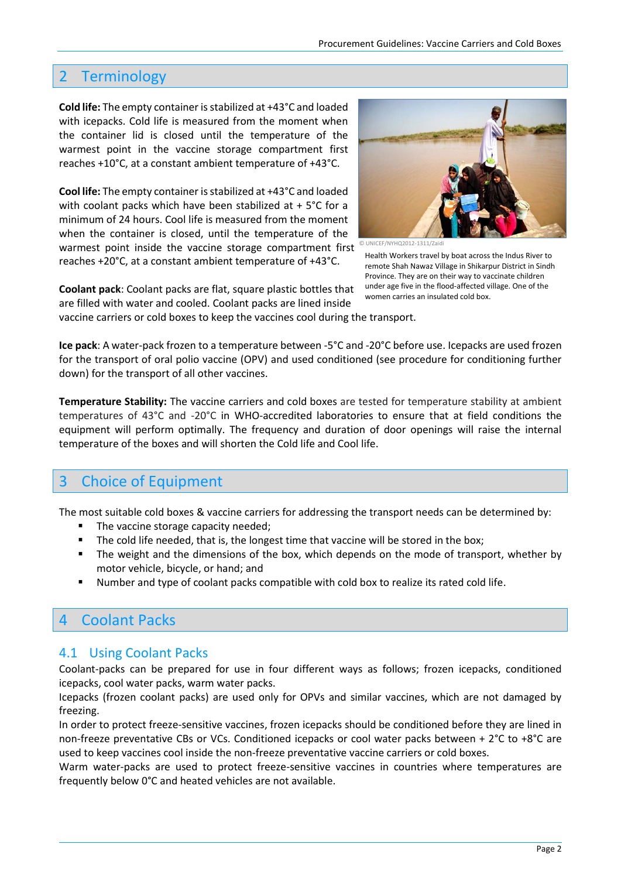## 2 Terminology

**Cold life:** The empty container is stabilized at +43°C and loaded with icepacks. Cold life is measured from the moment when the container lid is closed until the temperature of the warmest point in the vaccine storage compartment first reaches +10°C, at a constant ambient temperature of +43°C.

**Cool life:** The empty container is stabilized at +43°C and loaded with coolant packs which have been stabilized at + 5°C for a minimum of 24 hours. Cool life is measured from the moment when the container is closed, until the temperature of the warmest point inside the vaccine storage compartment first reaches +20°C, at a constant ambient temperature of +43°C.

© UNICEF/NYHQ2012-1311/Zaidi

Health Workers travel by boat across the Indus River to remote Shah Nawaz Village in Shikarpur District in Sindh Province. They are on their way to vaccinate children under age five in the flood-affected village. One of the women carries an insulated cold box.

**Coolant pack**: Coolant packs are flat, square plastic bottles that are filled with water and cooled. Coolant packs are lined inside vaccine carriers or cold boxes to keep the vaccines cool during the transport.

**Ice pack**: A water-pack frozen to a temperature between -5°C and -20°C before use. Icepacks are used frozen for the transport of oral polio vaccine (OPV) and used conditioned (see procedure for conditioning further down) for the transport of all other vaccines.

**Temperature Stability:** The vaccine carriers and cold boxes are tested for temperature stability at ambient temperatures of 43°C and -20°C in WHO-accredited laboratories to ensure that at field conditions the equipment will perform optimally. The frequency and duration of door openings will raise the internal temperature of the boxes and will shorten the Cold life and Cool life.

## 3 Choice of Equipment

The most suitable cold boxes & vaccine carriers for addressing the transport needs can be determined by:

- The vaccine storage capacity needed;
- The cold life needed, that is, the longest time that vaccine will be stored in the box;
- The weight and the dimensions of the box, which depends on the mode of transport, whether by motor vehicle, bicycle, or hand; and
- Number and type of coolant packs compatible with cold box to realize its rated cold life.

## 4 Coolant Packs

### 4.1 Using Coolant Packs

Coolant-packs can be prepared for use in four different ways as follows; frozen icepacks, conditioned icepacks, cool water packs, warm water packs.

Icepacks (frozen coolant packs) are used only for OPVs and similar vaccines, which are not damaged by freezing.

In order to protect freeze-sensitive vaccines, frozen icepacks should be conditioned before they are lined in non-freeze preventative CBs or VCs. Conditioned icepacks or cool water packs between + 2°C to +8°C are used to keep vaccines cool inside the non-freeze preventative vaccine carriers or cold boxes.

Warm water-packs are used to protect freeze-sensitive vaccines in countries where temperatures are frequently below 0°C and heated vehicles are not available.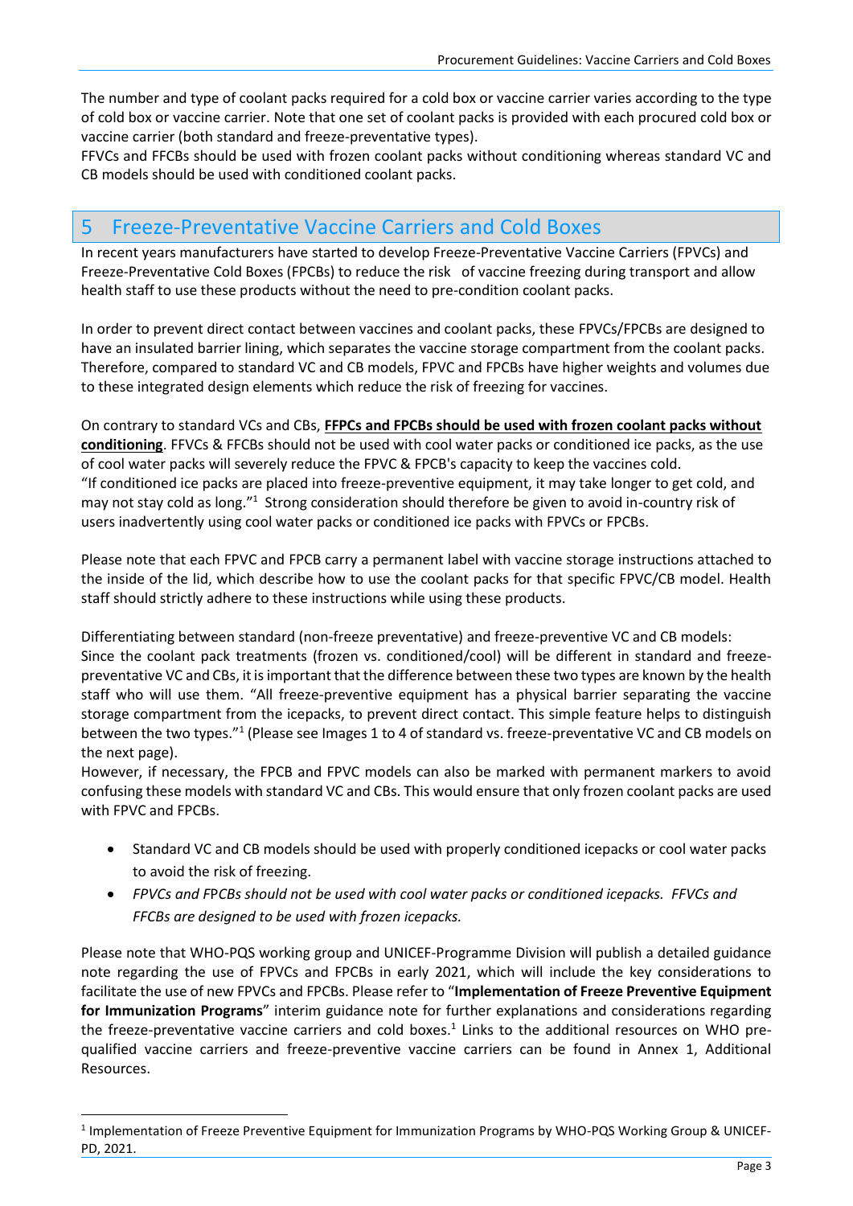The number and type of coolant packs required for a cold box or vaccine carrier varies according to the type of cold box or vaccine carrier. Note that one set of coolant packs is provided with each procured cold box or vaccine carrier (both standard and freeze-preventative types).
FFVCs and FFCBs should be used with frozen coolant packs without conditioning whereas standard VC and CB models should be used with conditioned coolant packs.

# 5 Freeze-Preventative Vaccine Carriers and Cold Boxes

In recent years manufacturers have started to develop Freeze-Preventative Vaccine Carriers (FPVCs) and Freeze-Preventative Cold Boxes (FPCBs) to reduce the risk of vaccine freezing during transport and allow health staff to use these products without the need to pre-condition coolant packs.

In order to prevent direct contact between vaccines and coolant packs, these FPVCs/FPCBs are designed to have an insulated barrier lining, which separates the vaccine storage compartment from the coolant packs. Therefore, compared to standard VC and CB models, FPVC and FPCBs have higher weights and volumes due to these integrated design elements which reduce the risk of freezing for vaccines.

On contrary to standard VCs and CBs, **FFPCs and FPCBs should be used with frozen coolant packs without conditioning**. FFVCs & FFCBs should not be used with cool water packs or conditioned ice packs, as the use of cool water packs will severely reduce the FPVC & FPCB's capacity to keep the vaccines cold.
"If conditioned ice packs are placed into freeze-preventive equipment, it may take longer to get cold, and may not stay cold as long."[1] Strong consideration should therefore be given to avoid in-country risk of users inadvertently using cool water packs or conditioned ice packs with FPVCs or FPCBs.

Please note that each FPVC and FPCB carry a permanent label with vaccine storage instructions attached to the inside of the lid, which describe how to use the coolant packs for that specific FPVC/CB model. Health staff should strictly adhere to these instructions while using these products.

Differentiating between standard (non-freeze preventative) and freeze-preventive VC and CB models:
Since the coolant pack treatments (frozen vs. conditioned/cool) will be different in standard and freeze-preventative VC and CBs, it is important that the difference between these two types are known by the health staff who will use them. "All freeze-preventive equipment has a physical barrier separating the vaccine storage compartment from the icepacks, to prevent direct contact. This simple feature helps to distinguish between the two types."[1] (Please see Images 1 to 4 of standard vs. freeze-preventative VC and CB models on the next page).
However, if necessary, the FPCB and FPVC models can also be marked with permanent markers to avoid confusing these models with standard VC and CBs. This would ensure that only frozen coolant packs are used with FPVC and FPCBs.

- Standard VC and CB models should be used with properly conditioned icepacks or cool water packs to avoid the risk of freezing.
- *FPVCs and FPCBs should not be used with cool water packs or conditioned icepacks. FFVCs and FFCBs are designed to be used with frozen icepacks.*

Please note that WHO-PQS working group and UNICEF-Programme Division will publish a detailed guidance note regarding the use of FPVCs and FPCBs in early 2021, which will include the key considerations to facilitate the use of new FPVCs and FPCBs. Please refer to "**Implementation of Freeze Preventive Equipment for Immunization Programs**" interim guidance note for further explanations and considerations regarding the freeze-preventative vaccine carriers and cold boxes.[1] Links to the additional resources on WHO pre-qualified vaccine carriers and freeze-preventive vaccine carriers can be found in Annex 1, Additional Resources.

[1] Implementation of Freeze Preventive Equipment for Immunization Programs by WHO-PQS Working Group & UNICEF-PD, 2021.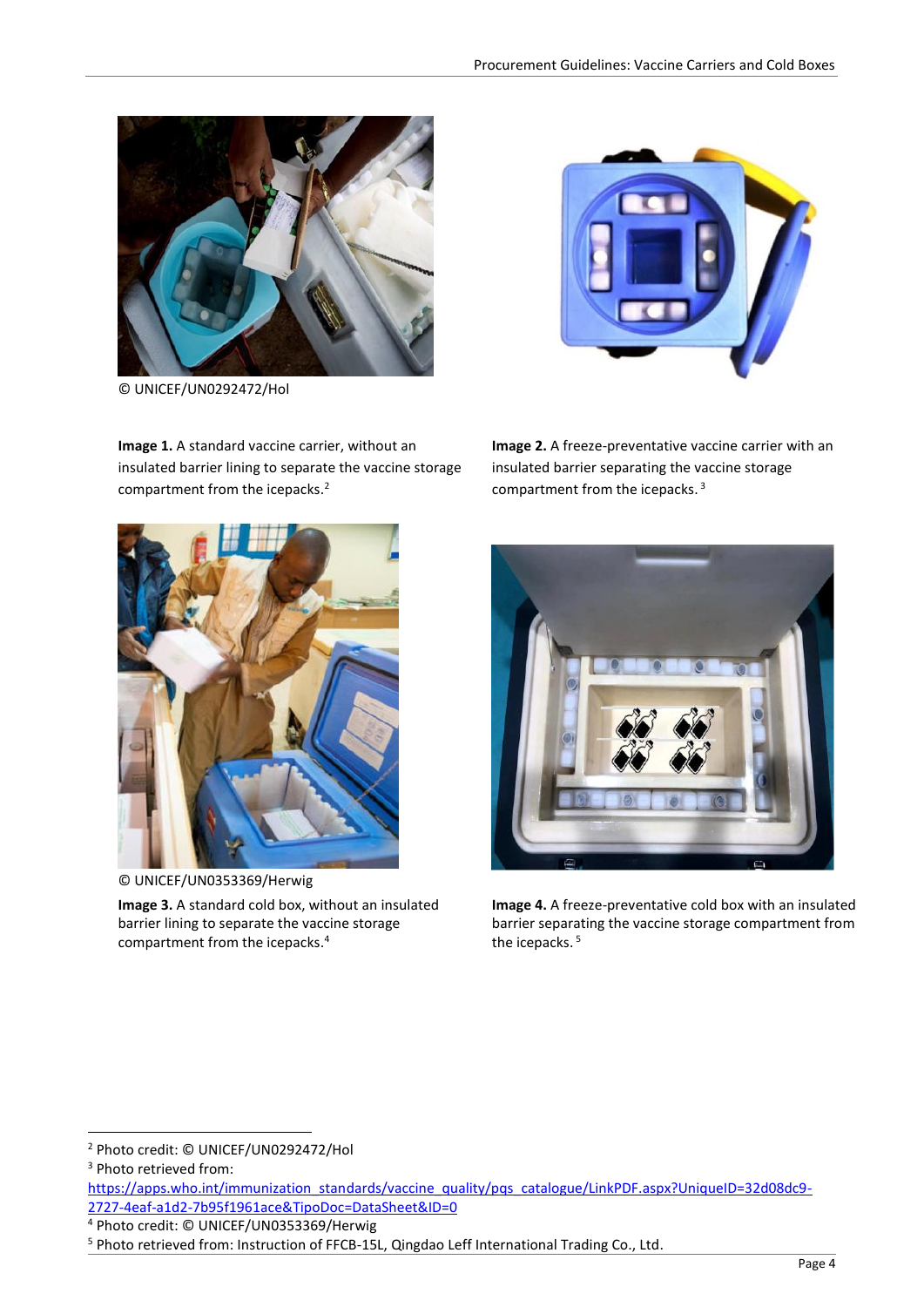© UNICEF/UN0292472/Hol

**Image 1.** A standard vaccine carrier, without an insulated barrier lining to separate the vaccine storage compartment from the icepacks.[2]

**Image 2.** A freeze-preventative vaccine carrier with an insulated barrier separating the vaccine storage compartment from the icepacks.[3]

© UNICEF/UN0353369/Herwig

**Image 3.** A standard cold box, without an insulated barrier lining to separate the vaccine storage compartment from the icepacks.[4]

**Image 4.** A freeze-preventative cold box with an insulated barrier separating the vaccine storage compartment from the icepacks.[5]

---

[2] Photo credit: © UNICEF/UN0292472/Hol

[3] Photo retrieved from: https://apps.who.int/immunization_standards/vaccine_quality/pqs_catalogue/LinkPDF.aspx?UniqueID=32d08dc9-2727-4eaf-a1d2-7b95f1961ace&TipoDoc=DataSheet&ID=0

[4] Photo credit: © UNICEF/UN0353369/Herwig

[5] Photo retrieved from: Instruction of FFCB-15L, Qingdao Leff International Trading Co., Ltd.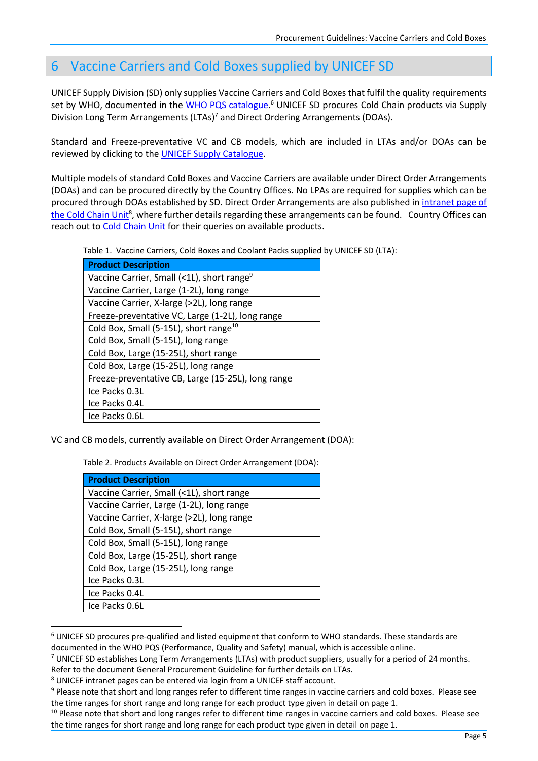# 6 Vaccine Carriers and Cold Boxes supplied by UNICEF SD

UNICEF Supply Division (SD) only supplies Vaccine Carriers and Cold Boxes that fulfil the quality requirements set by WHO, documented in the WHO PQS catalogue.[6] UNICEF SD procures Cold Chain products via Supply Division Long Term Arrangements (LTAs)[7] and Direct Ordering Arrangements (DOAs).

Standard and Freeze-preventative VC and CB models, which are included in LTAs and/or DOAs can be reviewed by clicking to the UNICEF Supply Catalogue.

Multiple models of standard Cold Boxes and Vaccine Carriers are available under Direct Order Arrangements (DOAs) and can be procured directly by the Country Offices. No LPAs are required for supplies which can be procured through DOAs established by SD. Direct Order Arrangements are also published in intranet page of the Cold Chain Unit[8], where further details regarding these arrangements can be found. Country Offices can reach out to Cold Chain Unit for their queries on available products.

Table 1. Vaccine Carriers, Cold Boxes and Coolant Packs supplied by UNICEF SD (LTA):

| Product Description |
|---|
| Vaccine Carrier, Small (<1L), short range[9] |
| Vaccine Carrier, Large (1-2L), long range |
| Vaccine Carrier, X-large (>2L), long range |
| Freeze-preventative VC, Large (1-2L), long range |
| Cold Box, Small (5-15L), short range[10] |
| Cold Box, Small (5-15L), long range |
| Cold Box, Large (15-25L), short range |
| Cold Box, Large (15-25L), long range |
| Freeze-preventative CB, Large (15-25L), long range |
| Ice Packs 0.3L |
| Ice Packs 0.4L |
| Ice Packs 0.6L |

VC and CB models, currently available on Direct Order Arrangement (DOA):

Table 2. Products Available on Direct Order Arrangement (DOA):

| Product Description |
|---|
| Vaccine Carrier, Small (<1L), short range |
| Vaccine Carrier, Large (1-2L), long range |
| Vaccine Carrier, X-large (>2L), long range |
| Cold Box, Small (5-15L), short range |
| Cold Box, Small (5-15L), long range |
| Cold Box, Large (15-25L), short range |
| Cold Box, Large (15-25L), long range |
| Ice Packs 0.3L |
| Ice Packs 0.4L |
| Ice Packs 0.6L |

[6] UNICEF SD procures pre-qualified and listed equipment that conform to WHO standards. These standards are documented in the WHO PQS (Performance, Quality and Safety) manual, which is accessible online.

[7] UNICEF SD establishes Long Term Arrangements (LTAs) with product suppliers, usually for a period of 24 months. Refer to the document General Procurement Guideline for further details on LTAs.

[8] UNICEF intranet pages can be entered via login from a UNICEF staff account.

[9] Please note that short and long ranges refer to different time ranges in vaccine carriers and cold boxes. Please see the time ranges for short range and long range for each product type given in detail on page 1.

[10] Please note that short and long ranges refer to different time ranges in vaccine carriers and cold boxes. Please see the time ranges for short range and long range for each product type given in detail on page 1.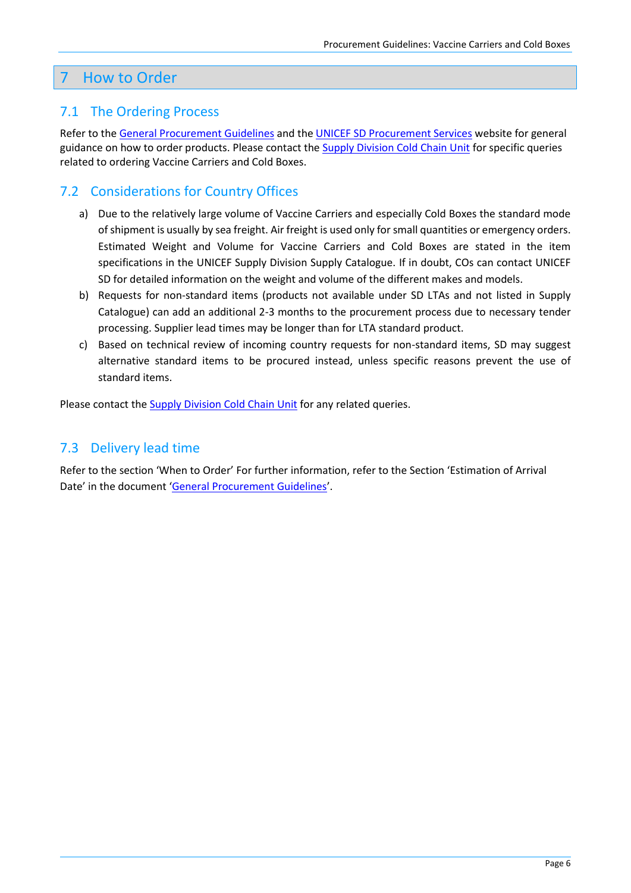# 7 How to Order

## 7.1 The Ordering Process

Refer to the General Procurement Guidelines and the UNICEF SD Procurement Services website for general guidance on how to order products. Please contact the Supply Division Cold Chain Unit for specific queries related to ordering Vaccine Carriers and Cold Boxes.

## 7.2 Considerations for Country Offices

a) Due to the relatively large volume of Vaccine Carriers and especially Cold Boxes the standard mode of shipment is usually by sea freight. Air freight is used only for small quantities or emergency orders. Estimated Weight and Volume for Vaccine Carriers and Cold Boxes are stated in the item specifications in the UNICEF Supply Division Supply Catalogue. If in doubt, COs can contact UNICEF SD for detailed information on the weight and volume of the different makes and models.

b) Requests for non-standard items (products not available under SD LTAs and not listed in Supply Catalogue) can add an additional 2-3 months to the procurement process due to necessary tender processing. Supplier lead times may be longer than for LTA standard product.

c) Based on technical review of incoming country requests for non-standard items, SD may suggest alternative standard items to be procured instead, unless specific reasons prevent the use of standard items.

Please contact the Supply Division Cold Chain Unit for any related queries.

## 7.3 Delivery lead time

Refer to the section 'When to Order' For further information, refer to the Section 'Estimation of Arrival Date' in the document 'General Procurement Guidelines'.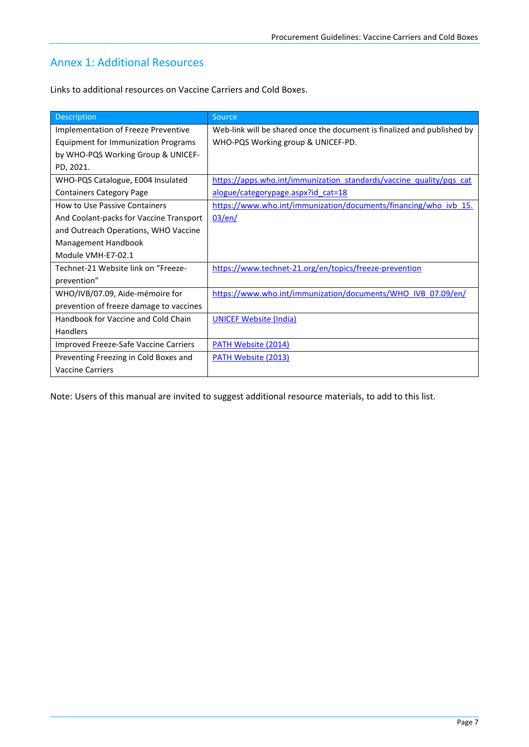## Annex 1: Additional Resources

Links to additional resources on Vaccine Carriers and Cold Boxes.

| Description | Source |
|---|---|
| Implementation of Freeze Preventive Equipment for Immunization Programs by WHO-PQS Working Group & UNICEF-PD, 2021. | Web-link will be shared once the document is finalized and published by WHO-PQS Working group & UNICEF-PD. |
| WHO-PQS Catalogue, E004 Insulated Containers Category Page | https://apps.who.int/immunization_standards/vaccine_quality/pqs_catalogue/categorypage.aspx?id_cat=18 |
| How to Use Passive Containers And Coolant-packs for Vaccine Transport and Outreach Operations, WHO Vaccine Management Handbook Module VMH-E7-02.1 | https://www.who.int/immunization/documents/financing/who_ivb_15.03/en/ |
| Technet-21 Website link on "Freeze-prevention" | https://www.technet-21.org/en/topics/freeze-prevention |
| WHO/IVB/07.09, Aide-mémoire for prevention of freeze damage to vaccines | https://www.who.int/immunization/documents/WHO_IVB_07.09/en/ |
| Handbook for Vaccine and Cold Chain Handlers | UNICEF Website (India) |
| Improved Freeze-Safe Vaccine Carriers | PATH Website (2014) |
| Preventing Freezing in Cold Boxes and Vaccine Carriers | PATH Website (2013) |

Note: Users of this manual are invited to suggest additional resource materials, to add to this list.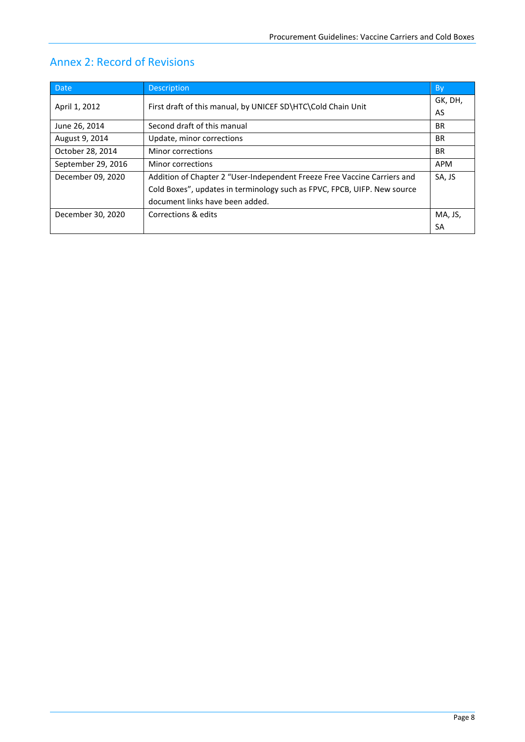## Annex 2: Record of Revisions

| Date | Description | By |
|---|---|---|
| April 1, 2012 | First draft of this manual, by UNICEF SD\HTC\Cold Chain Unit | GK, DH, AS |
| June 26, 2014 | Second draft of this manual | BR |
| August 9, 2014 | Update, minor corrections | BR |
| October 28, 2014 | Minor corrections | BR |
| September 29, 2016 | Minor corrections | APM |
| December 09, 2020 | Addition of Chapter 2 "User-Independent Freeze Free Vaccine Carriers and Cold Boxes", updates in terminology such as FPVC, FPCB, UIFP. New source document links have been added. | SA, JS |
| December 30, 2020 | Corrections & edits | MA, JS, SA |